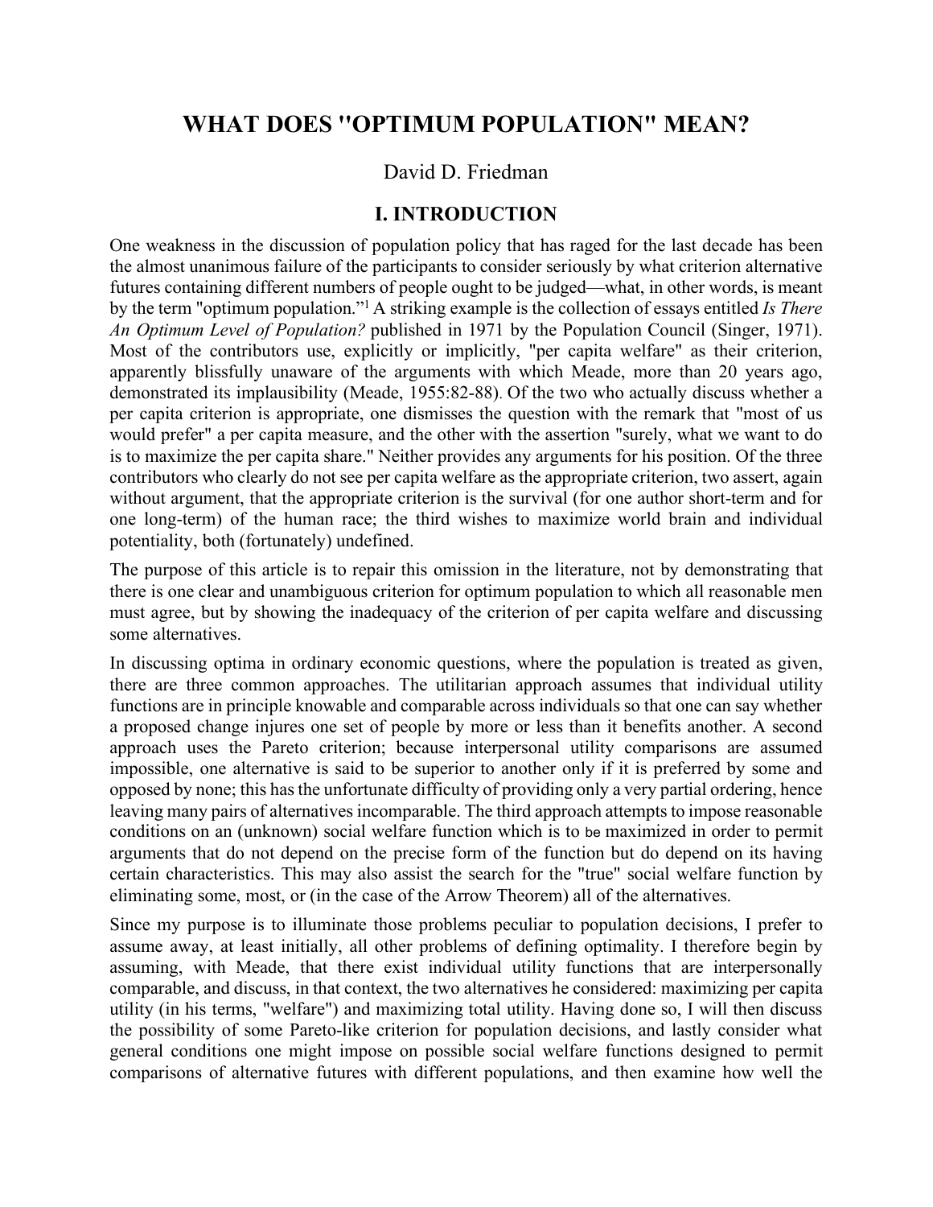# WHAT DOES "OPTIMUM POPULATION" MEAN?

David D. Friedman

## I. INTRODUCTION

One weakness in the discussion of population policy that has raged for the last decade has been the almost unanimous failure of the participants to consider seriously by what criterion alternative futures containing different numbers of people ought to be judged—what, in other words, is meant by the term "optimum population."[1] A striking example is the collection of essays entitled *Is There An Optimum Level of Population?* published in 1971 by the Population Council (Singer, 1971). Most of the contributors use, explicitly or implicitly, "per capita welfare" as their criterion, apparently blissfully unaware of the arguments with which Meade, more than 20 years ago, demonstrated its implausibility (Meade, 1955:82-88). Of the two who actually discuss whether a per capita criterion is appropriate, one dismisses the question with the remark that "most of us would prefer" a per capita measure, and the other with the assertion "surely, what we want to do is to maximize the per capita share." Neither provides any arguments for his position. Of the three contributors who clearly do not see per capita welfare as the appropriate criterion, two assert, again without argument, that the appropriate criterion is the survival (for one author short-term and for one long-term) of the human race; the third wishes to maximize world brain and individual potentiality, both (fortunately) undefined.

The purpose of this article is to repair this omission in the literature, not by demonstrating that there is one clear and unambiguous criterion for optimum population to which all reasonable men must agree, but by showing the inadequacy of the criterion of per capita welfare and discussing some alternatives.

In discussing optima in ordinary economic questions, where the population is treated as given, there are three common approaches. The utilitarian approach assumes that individual utility functions are in principle knowable and comparable across individuals so that one can say whether a proposed change injures one set of people by more or less than it benefits another. A second approach uses the Pareto criterion; because interpersonal utility comparisons are assumed impossible, one alternative is said to be superior to another only if it is preferred by some and opposed by none; this has the unfortunate difficulty of providing only a very partial ordering, hence leaving many pairs of alternatives incomparable. The third approach attempts to impose reasonable conditions on an (unknown) social welfare function which is to be maximized in order to permit arguments that do not depend on the precise form of the function but do depend on its having certain characteristics. This may also assist the search for the "true" social welfare function by eliminating some, most, or (in the case of the Arrow Theorem) all of the alternatives.

Since my purpose is to illuminate those problems peculiar to population decisions, I prefer to assume away, at least initially, all other problems of defining optimality. I therefore begin by assuming, with Meade, that there exist individual utility functions that are interpersonally comparable, and discuss, in that context, the two alternatives he considered: maximizing per capita utility (in his terms, "welfare") and maximizing total utility. Having done so, I will then discuss the possibility of some Pareto-like criterion for population decisions, and lastly consider what general conditions one might impose on possible social welfare functions designed to permit comparisons of alternative futures with different populations, and then examine how well the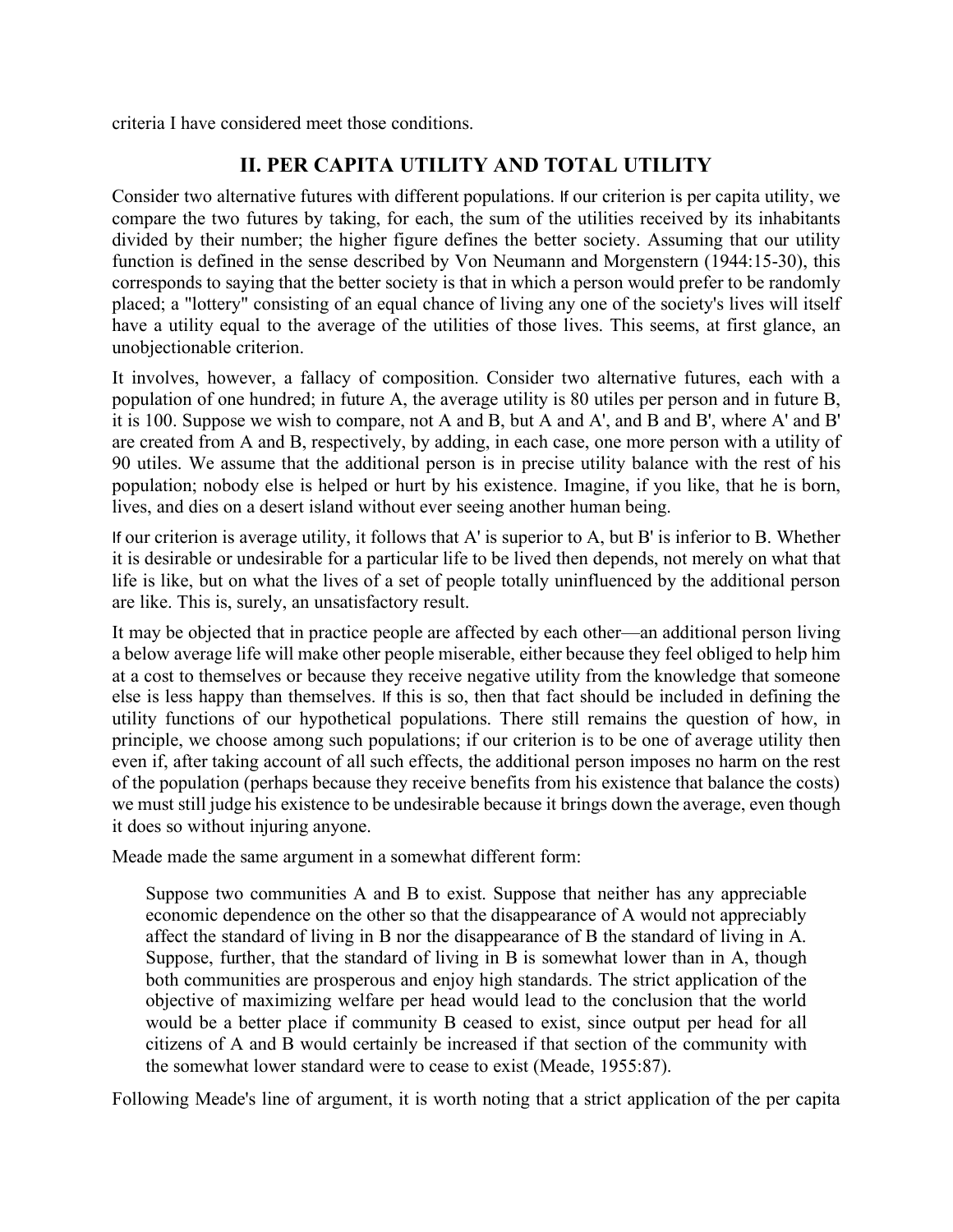criteria I have considered meet those conditions.

## II. PER CAPITA UTILITY AND TOTAL UTILITY

Consider two alternative futures with different populations. If our criterion is per capita utility, we compare the two futures by taking, for each, the sum of the utilities received by its inhabitants divided by their number; the higher figure defines the better society. Assuming that our utility function is defined in the sense described by Von Neumann and Morgenstern (1944:15-30), this corresponds to saying that the better society is that in which a person would prefer to be randomly placed; a "lottery" consisting of an equal chance of living any one of the society's lives will itself have a utility equal to the average of the utilities of those lives. This seems, at first glance, an unobjectionable criterion.

It involves, however, a fallacy of composition. Consider two alternative futures, each with a population of one hundred; in future A, the average utility is 80 utiles per person and in future B, it is 100. Suppose we wish to compare, not A and B, but A and A', and B and B', where A' and B' are created from A and B, respectively, by adding, in each case, one more person with a utility of 90 utiles. We assume that the additional person is in precise utility balance with the rest of his population; nobody else is helped or hurt by his existence. Imagine, if you like, that he is born, lives, and dies on a desert island without ever seeing another human being.

If our criterion is average utility, it follows that A' is superior to A, but B' is inferior to B. Whether it is desirable or undesirable for a particular life to be lived then depends, not merely on what that life is like, but on what the lives of a set of people totally uninfluenced by the additional person are like. This is, surely, an unsatisfactory result.

It may be objected that in practice people are affected by each other—an additional person living a below average life will make other people miserable, either because they feel obliged to help him at a cost to themselves or because they receive negative utility from the knowledge that someone else is less happy than themselves. If this is so, then that fact should be included in defining the utility functions of our hypothetical populations. There still remains the question of how, in principle, we choose among such populations; if our criterion is to be one of average utility then even if, after taking account of all such effects, the additional person imposes no harm on the rest of the population (perhaps because they receive benefits from his existence that balance the costs) we must still judge his existence to be undesirable because it brings down the average, even though it does so without injuring anyone.

Meade made the same argument in a somewhat different form:

> Suppose two communities A and B to exist. Suppose that neither has any appreciable economic dependence on the other so that the disappearance of A would not appreciably affect the standard of living in B nor the disappearance of B the standard of living in A. Suppose, further, that the standard of living in B is somewhat lower than in A, though both communities are prosperous and enjoy high standards. The strict application of the objective of maximizing welfare per head would lead to the conclusion that the world would be a better place if community B ceased to exist, since output per head for all citizens of A and B would certainly be increased if that section of the community with the somewhat lower standard were to cease to exist (Meade, 1955:87).

Following Meade's line of argument, it is worth noting that a strict application of the per capita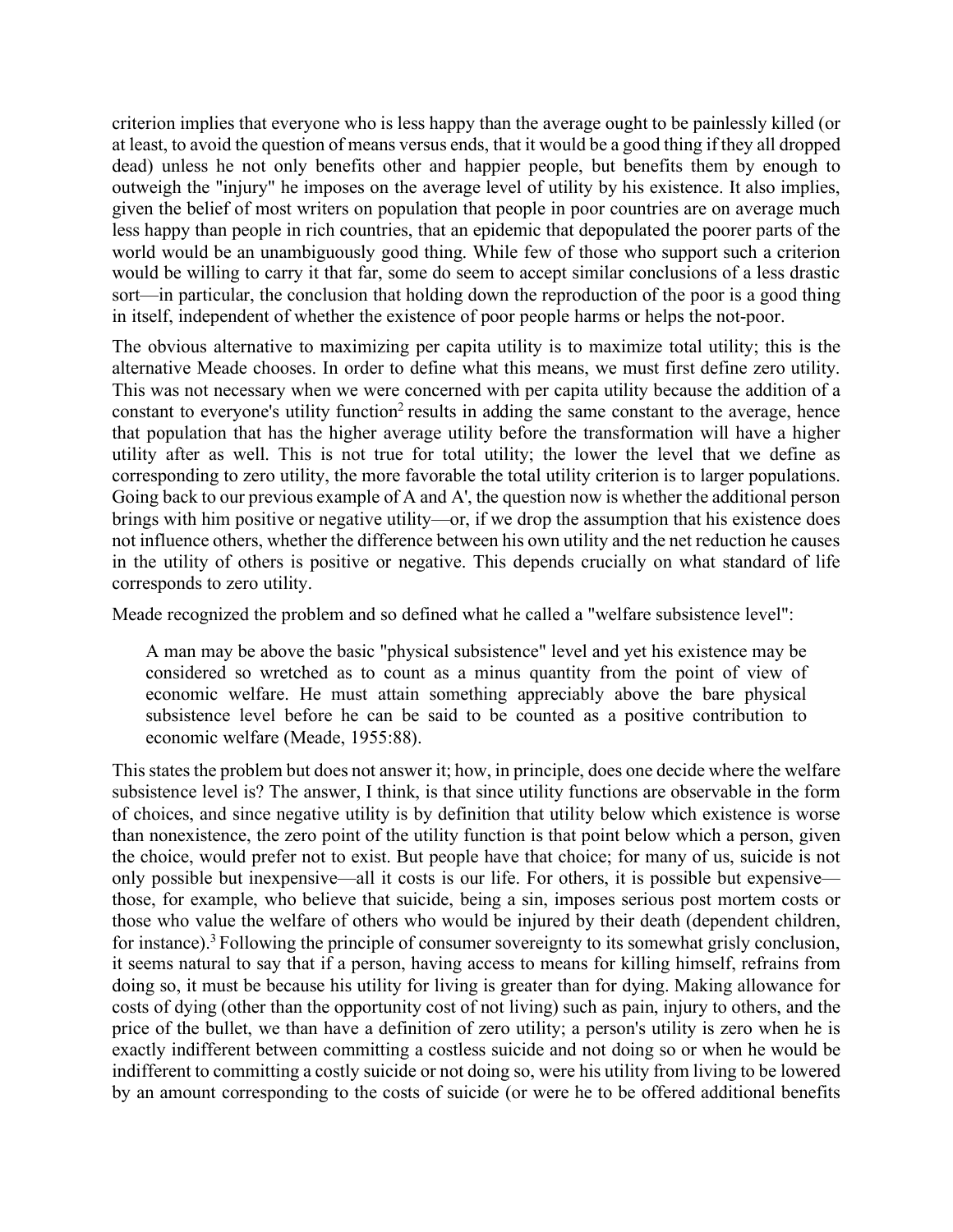criterion implies that everyone who is less happy than the average ought to be painlessly killed (or at least, to avoid the question of means versus ends, that it would be a good thing if they all dropped dead) unless he not only benefits other and happier people, but benefits them by enough to outweigh the "injury" he imposes on the average level of utility by his existence. It also implies, given the belief of most writers on population that people in poor countries are on average much less happy than people in rich countries, that an epidemic that depopulated the poorer parts of the world would be an unambiguously good thing. While few of those who support such a criterion would be willing to carry it that far, some do seem to accept similar conclusions of a less drastic sort—in particular, the conclusion that holding down the reproduction of the poor is a good thing in itself, independent of whether the existence of poor people harms or helps the not-poor.

The obvious alternative to maximizing per capita utility is to maximize total utility; this is the alternative Meade chooses. In order to define what this means, we must first define zero utility. This was not necessary when we were concerned with per capita utility because the addition of a constant to everyone's utility function[2] results in adding the same constant to the average, hence that population that has the higher average utility before the transformation will have a higher utility after as well. This is not true for total utility; the lower the level that we define as corresponding to zero utility, the more favorable the total utility criterion is to larger populations. Going back to our previous example of A and A', the question now is whether the additional person brings with him positive or negative utility—or, if we drop the assumption that his existence does not influence others, whether the difference between his own utility and the net reduction he causes in the utility of others is positive or negative. This depends crucially on what standard of life corresponds to zero utility.

Meade recognized the problem and so defined what he called a "welfare subsistence level":

> A man may be above the basic "physical subsistence" level and yet his existence may be considered so wretched as to count as a minus quantity from the point of view of economic welfare. He must attain something appreciably above the bare physical subsistence level before he can be said to be counted as a positive contribution to economic welfare (Meade, 1955:88).

This states the problem but does not answer it; how, in principle, does one decide where the welfare subsistence level is? The answer, I think, is that since utility functions are observable in the form of choices, and since negative utility is by definition that utility below which existence is worse than nonexistence, the zero point of the utility function is that point below which a person, given the choice, would prefer not to exist. But people have that choice; for many of us, suicide is not only possible but inexpensive—all it costs is our life. For others, it is possible but expensive—those, for example, who believe that suicide, being a sin, imposes serious post mortem costs or those who value the welfare of others who would be injured by their death (dependent children, for instance).[3] Following the principle of consumer sovereignty to its somewhat grisly conclusion, it seems natural to say that if a person, having access to means for killing himself, refrains from doing so, it must be because his utility for living is greater than for dying. Making allowance for costs of dying (other than the opportunity cost of not living) such as pain, injury to others, and the price of the bullet, we than have a definition of zero utility; a person's utility is zero when he is exactly indifferent between committing a costless suicide and not doing so or when he would be indifferent to committing a costly suicide or not doing so, were his utility from living to be lowered by an amount corresponding to the costs of suicide (or were he to be offered additional benefits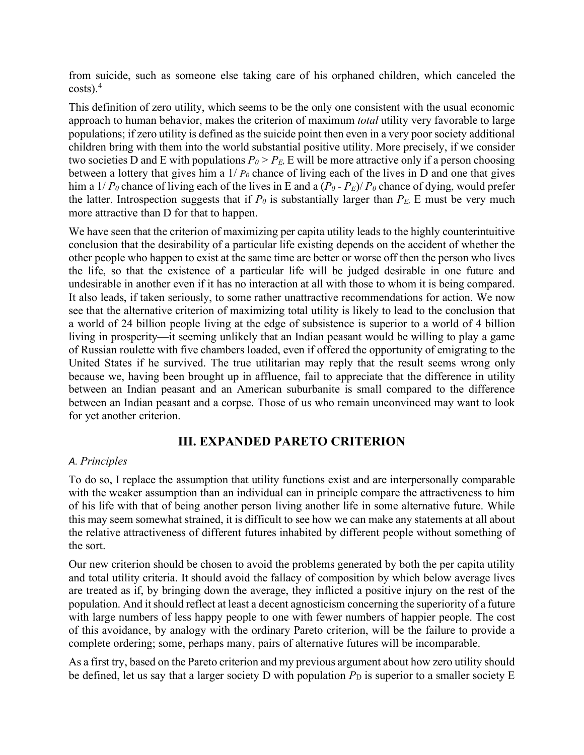from suicide, such as someone else taking care of his orphaned children, which canceled the costs).[4]

This definition of zero utility, which seems to be the only one consistent with the usual economic approach to human behavior, makes the criterion of maximum *total* utility very favorable to large populations; if zero utility is defined as the suicide point then even in a very poor society additional children bring with them into the world substantial positive utility. More precisely, if we consider two societies D and E with populations $P_0 > P_E$, E will be more attractive only if a person choosing between a lottery that gives him a $1/P_0$ chance of living each of the lives in D and one that gives him a $1/P_0$ chance of living each of the lives in E and a $(P_0 - P_E)/P_0$ chance of dying, would prefer the latter. Introspection suggests that if $P_0$ is substantially larger than $P_E$, E must be very much more attractive than D for that to happen.

We have seen that the criterion of maximizing per capita utility leads to the highly counterintuitive conclusion that the desirability of a particular life existing depends on the accident of whether the other people who happen to exist at the same time are better or worse off then the person who lives the life, so that the existence of a particular life will be judged desirable in one future and undesirable in another even if it has no interaction at all with those to whom it is being compared. It also leads, if taken seriously, to some rather unattractive recommendations for action. We now see that the alternative criterion of maximizing total utility is likely to lead to the conclusion that a world of 24 billion people living at the edge of subsistence is superior to a world of 4 billion living in prosperity—it seeming unlikely that an Indian peasant would be willing to play a game of Russian roulette with five chambers loaded, even if offered the opportunity of emigrating to the United States if he survived. The true utilitarian may reply that the result seems wrong only because we, having been brought up in affluence, fail to appreciate that the difference in utility between an Indian peasant and an American suburbanite is small compared to the difference between an Indian peasant and a corpse. Those of us who remain unconvinced may want to look for yet another criterion.

## III. EXPANDED PARETO CRITERION

### *A. Principles*

To do so, I replace the assumption that utility functions exist and are interpersonally comparable with the weaker assumption than an individual can in principle compare the attractiveness to him of his life with that of being another person living another life in some alternative future. While this may seem somewhat strained, it is difficult to see how we can make any statements at all about the relative attractiveness of different futures inhabited by different people without something of the sort.

Our new criterion should be chosen to avoid the problems generated by both the per capita utility and total utility criteria. It should avoid the fallacy of composition by which below average lives are treated as if, by bringing down the average, they inflicted a positive injury on the rest of the population. And it should reflect at least a decent agnosticism concerning the superiority of a future with large numbers of less happy people to one with fewer numbers of happier people. The cost of this avoidance, by analogy with the ordinary Pareto criterion, will be the failure to provide a complete ordering; some, perhaps many, pairs of alternative futures will be incomparable.

As a first try, based on the Pareto criterion and my previous argument about how zero utility should be defined, let us say that a larger society D with population $P_D$ is superior to a smaller society E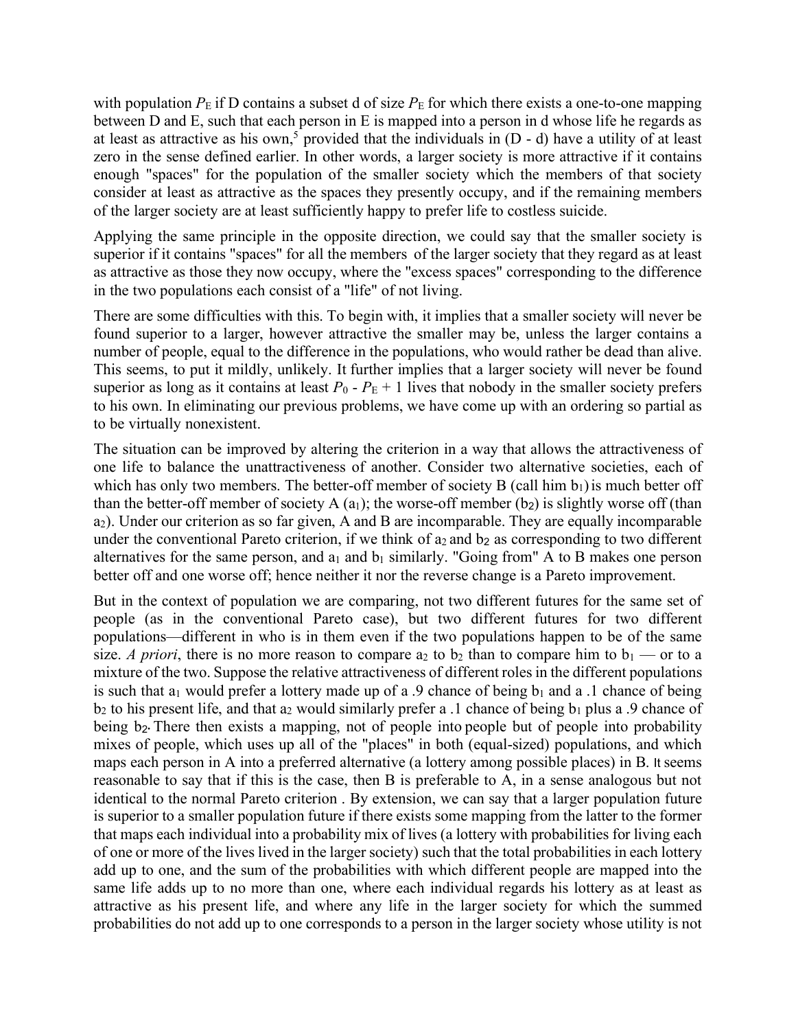with population $P_E$ if D contains a subset d of size $P_E$ for which there exists a one-to-one mapping between D and E, such that each person in E is mapped into a person in d whose life he regards as at least as attractive as his own,[5] provided that the individuals in (D - d) have a utility of at least zero in the sense defined earlier. In other words, a larger society is more attractive if it contains enough "spaces" for the population of the smaller society which the members of that society consider at least as attractive as the spaces they presently occupy, and if the remaining members of the larger society are at least sufficiently happy to prefer life to costless suicide.

Applying the same principle in the opposite direction, we could say that the smaller society is superior if it contains "spaces" for all the members of the larger society that they regard as at least as attractive as those they now occupy, where the "excess spaces" corresponding to the difference in the two populations each consist of a "life" of not living.

There are some difficulties with this. To begin with, it implies that a smaller society will never be found superior to a larger, however attractive the smaller may be, unless the larger contains a number of people, equal to the difference in the populations, who would rather be dead than alive. This seems, to put it mildly, unlikely. It further implies that a larger society will never be found superior as long as it contains at least $P_0 - P_E + 1$ lives that nobody in the smaller society prefers to his own. In eliminating our previous problems, we have come up with an ordering so partial as to be virtually nonexistent.

The situation can be improved by altering the criterion in a way that allows the attractiveness of one life to balance the unattractiveness of another. Consider two alternative societies, each of which has only two members. The better-off member of society B (call him $b_1$) is much better off than the better-off member of society A ($a_1$); the worse-off member ($b_2$) is slightly worse off (than $a_2$). Under our criterion as so far given, A and B are incomparable. They are equally incomparable under the conventional Pareto criterion, if we think of $a_2$ and $b_2$ as corresponding to two different alternatives for the same person, and $a_1$ and $b_1$ similarly. "Going from" A to B makes one person better off and one worse off; hence neither it nor the reverse change is a Pareto improvement.

But in the context of population we are comparing, not two different futures for the same set of people (as in the conventional Pareto case), but two different futures for two different populations—different in who is in them even if the two populations happen to be of the same size. *A priori*, there is no more reason to compare $a_2$ to $b_2$ than to compare him to $b_1$ — or to a mixture of the two. Suppose the relative attractiveness of different roles in the different populations is such that $a_1$ would prefer a lottery made up of a .9 chance of being $b_1$ and a .1 chance of being $b_2$ to his present life, and that $a_2$ would similarly prefer a .1 chance of being $b_1$ plus a .9 chance of being $b_2$. There then exists a mapping, not of people into people but of people into probability mixes of people, which uses up all of the "places" in both (equal-sized) populations, and which maps each person in A into a preferred alternative (a lottery among possible places) in B. It seems reasonable to say that if this is the case, then B is preferable to A, in a sense analogous but not identical to the normal Pareto criterion . By extension, we can say that a larger population future is superior to a smaller population future if there exists some mapping from the latter to the former that maps each individual into a probability mix of lives (a lottery with probabilities for living each of one or more of the lives lived in the larger society) such that the total probabilities in each lottery add up to one, and the sum of the probabilities with which different people are mapped into the same life adds up to no more than one, where each individual regards his lottery as at least as attractive as his present life, and where any life in the larger society for which the summed probabilities do not add up to one corresponds to a person in the larger society whose utility is not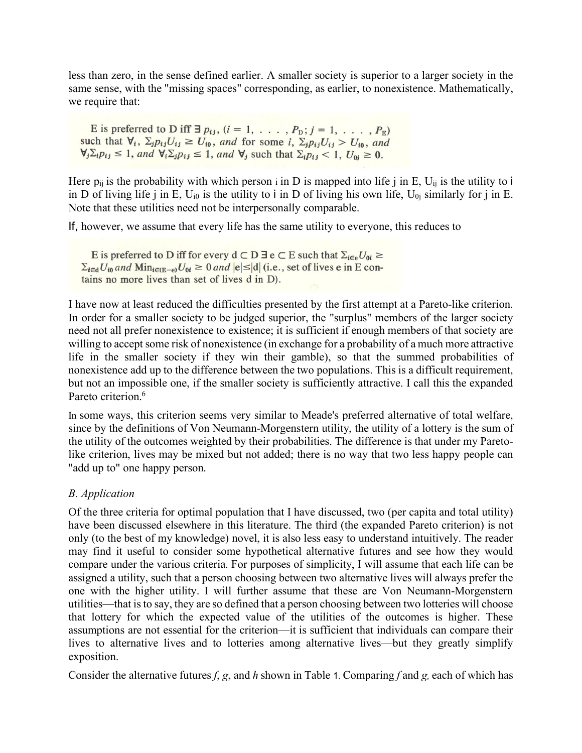less than zero, in the sense defined earlier. A smaller society is superior to a larger society in the same sense, with the "missing spaces" corresponding, as earlier, to nonexistence. Mathematically, we require that:

E is preferred to D iff $\exists\, p_{ij}$, $(i = 1, \ldots, P_D; j = 1, \ldots, P_E)$ such that $\forall_i$, $\Sigma_j p_{ij} U_{ij} \geq U_{i0}$, *and* for some $i$, $\Sigma_j p_{ij} U_{ij} > U_{i0}$, *and* $\forall_j \Sigma_i p_{ij} \leq 1$, *and* $\forall_i \Sigma_j p_{ij} \leq 1$, *and* $\forall_j$ such that $\Sigma_i p_{ij} < 1$, $U_{0j} \geq 0$.

Here $p_{ij}$ is the probability with which person i in D is mapped into life j in E, $U_{ij}$ is the utility to i in D of living life j in E, $U_{i0}$ is the utility to i in D of living his own life, $U_{0j}$ similarly for j in E. Note that these utilities need not be interpersonally comparable.

If, however, we assume that every life has the same utility to everyone, this reduces to

E is preferred to D iff for every $d \subset D$ $\exists$ $e \subset E$ such that $\Sigma_{i \in e} U_{0i} \geq \Sigma_{i \in d} U_{i0}$ *and* $\text{Min}_{i \in (E-e)} U_{0i} \geq 0$ *and* $|e| \leq |d|$ (i.e., set of lives e in E contains no more lives than set of lives d in D).

I have now at least reduced the difficulties presented by the first attempt at a Pareto-like criterion. In order for a smaller society to be judged superior, the "surplus" members of the larger society need not all prefer nonexistence to existence; it is sufficient if enough members of that society are willing to accept some risk of nonexistence (in exchange for a probability of a much more attractive life in the smaller society if they win their gamble), so that the summed probabilities of nonexistence add up to the difference between the two populations. This is a difficult requirement, but not an impossible one, if the smaller society is sufficiently attractive. I call this the expanded Pareto criterion.[6]

In some ways, this criterion seems very similar to Meade's preferred alternative of total welfare, since by the definitions of Von Neumann-Morgenstern utility, the utility of a lottery is the sum of the utility of the outcomes weighted by their probabilities. The difference is that under my Pareto-like criterion, lives may be mixed but not added; there is no way that two less happy people can "add up to" one happy person.

### *B. Application*

Of the three criteria for optimal population that I have discussed, two (per capita and total utility) have been discussed elsewhere in this literature. The third (the expanded Pareto criterion) is not only (to the best of my knowledge) novel, it is also less easy to understand intuitively. The reader may find it useful to consider some hypothetical alternative futures and see how they would compare under the various criteria. For purposes of simplicity, I will assume that each life can be assigned a utility, such that a person choosing between two alternative lives will always prefer the one with the higher utility. I will further assume that these are Von Neumann-Morgenstern utilities—that is to say, they are so defined that a person choosing between two lotteries will choose that lottery for which the expected value of the utilities of the outcomes is higher. These assumptions are not essential for the criterion—it is sufficient that individuals can compare their lives to alternative lives and to lotteries among alternative lives—but they greatly simplify exposition.

Consider the alternative futures *f*, *g*, and *h* shown in Table 1. Comparing *f* and *g*, each of which has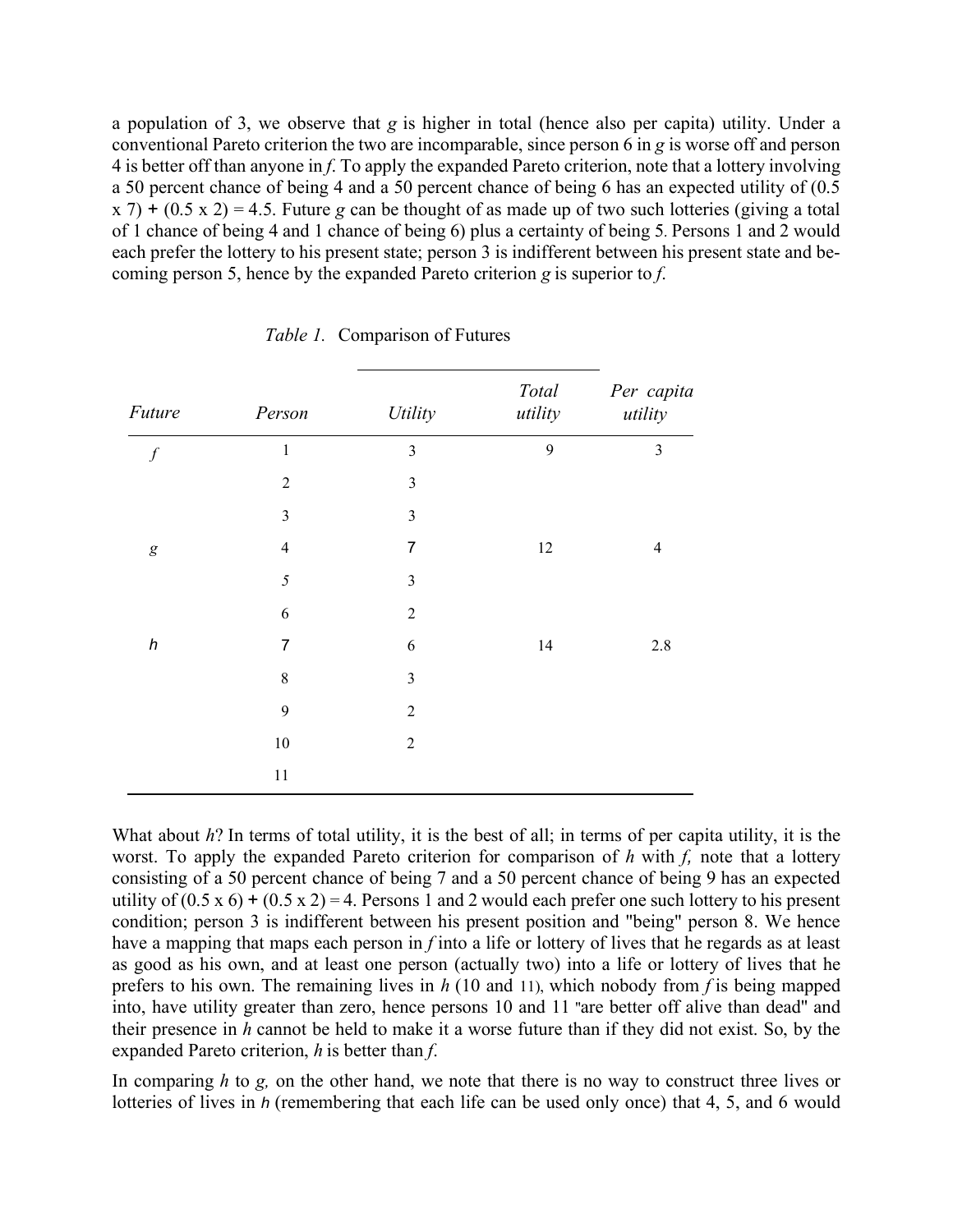a population of 3, we observe that *g* is higher in total (hence also per capita) utility. Under a conventional Pareto criterion the two are incomparable, since person 6 in *g* is worse off and person 4 is better off than anyone in *f*. To apply the expanded Pareto criterion, note that a lottery involving a 50 percent chance of being 4 and a 50 percent chance of being 6 has an expected utility of (0.5 x 7) + (0.5 x 2) = 4.5. Future *g* can be thought of as made up of two such lotteries (giving a total of 1 chance of being 4 and 1 chance of being 6) plus a certainty of being 5. Persons 1 and 2 would each prefer the lottery to his present state; person 3 is indifferent between his present state and becoming person 5, hence by the expanded Pareto criterion *g* is superior to *f*.

*Table 1.* Comparison of Futures

| *Future* | *Person* | *Utility* | *Total utility* | *Per capita utility* |
|---|---|---|---|---|
| *f* | 1 | 3 | 9 | 3 |
| | 2 | 3 | | |
| | 3 | 3 | | |
| *g* | 4 | 7 | 12 | 4 |
| | 5 | 3 | | |
| | 6 | 2 | | |
| *h* | 7 | 6 | 14 | 2.8 |
| | 8 | 3 | | |
| | 9 | 2 | | |
| | 10 | 2 | | |
| | 11 | | | |

What about *h*? In terms of total utility, it is the best of all; in terms of per capita utility, it is the worst. To apply the expanded Pareto criterion for comparison of *h* with *f,* note that a lottery consisting of a 50 percent chance of being 7 and a 50 percent chance of being 9 has an expected utility of (0.5 x 6) + (0.5 x 2) = 4. Persons 1 and 2 would each prefer one such lottery to his present condition; person 3 is indifferent between his present position and "being" person 8. We hence have a mapping that maps each person in *f* into a life or lottery of lives that he regards as at least as good as his own, and at least one person (actually two) into a life or lottery of lives that he prefers to his own. The remaining lives in *h* (10 and 11), which nobody from *f* is being mapped into, have utility greater than zero, hence persons 10 and 11 "are better off alive than dead" and their presence in *h* cannot be held to make it a worse future than if they did not exist. So, by the expanded Pareto criterion, *h* is better than *f*.

In comparing *h* to *g,* on the other hand, we note that there is no way to construct three lives or lotteries of lives in *h* (remembering that each life can be used only once) that 4, 5, and 6 would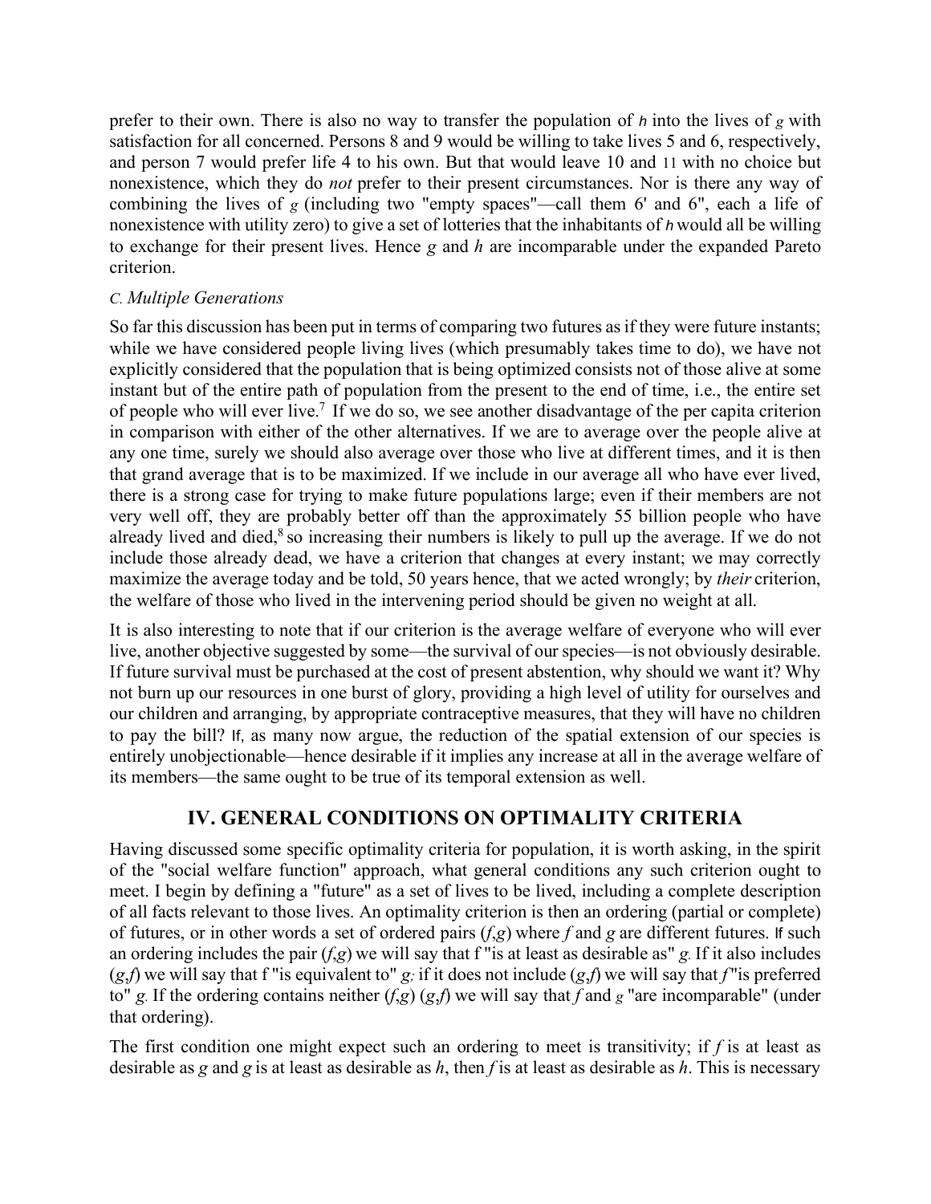prefer to their own. There is also no way to transfer the population of *h* into the lives of *g* with satisfaction for all concerned. Persons 8 and 9 would be willing to take lives 5 and 6, respectively, and person 7 would prefer life 4 to his own. But that would leave 10 and 11 with no choice but nonexistence, which they do *not* prefer to their present circumstances. Nor is there any way of combining the lives of *g* (including two "empty spaces"—call them 6' and 6", each a life of nonexistence with utility zero) to give a set of lotteries that the inhabitants of *h* would all be willing to exchange for their present lives. Hence *g* and *h* are incomparable under the expanded Pareto criterion.

### *C. Multiple Generations*

So far this discussion has been put in terms of comparing two futures as if they were future instants; while we have considered people living lives (which presumably takes time to do), we have not explicitly considered that the population that is being optimized consists not of those alive at some instant but of the entire path of population from the present to the end of time, i.e., the entire set of people who will ever live.[7] If we do so, we see another disadvantage of the per capita criterion in comparison with either of the other alternatives. If we are to average over the people alive at any one time, surely we should also average over those who live at different times, and it is then that grand average that is to be maximized. If we include in our average all who have ever lived, there is a strong case for trying to make future populations large; even if their members are not very well off, they are probably better off than the approximately 55 billion people who have already lived and died,[8] so increasing their numbers is likely to pull up the average. If we do not include those already dead, we have a criterion that changes at every instant; we may correctly maximize the average today and be told, 50 years hence, that we acted wrongly; by *their* criterion, the welfare of those who lived in the intervening period should be given no weight at all.

It is also interesting to note that if our criterion is the average welfare of everyone who will ever live, another objective suggested by some—the survival of our species—is not obviously desirable. If future survival must be purchased at the cost of present abstention, why should we want it? Why not burn up our resources in one burst of glory, providing a high level of utility for ourselves and our children and arranging, by appropriate contraceptive measures, that they will have no children to pay the bill? If, as many now argue, the reduction of the spatial extension of our species is entirely unobjectionable—hence desirable if it implies any increase at all in the average welfare of its members—the same ought to be true of its temporal extension as well.

## IV. GENERAL CONDITIONS ON OPTIMALITY CRITERIA

Having discussed some specific optimality criteria for population, it is worth asking, in the spirit of the "social welfare function" approach, what general conditions any such criterion ought to meet. I begin by defining a "future" as a set of lives to be lived, including a complete description of all facts relevant to those lives. An optimality criterion is then an ordering (partial or complete) of futures, or in other words a set of ordered pairs (*f*,*g*) where *f* and *g* are different futures. If such an ordering includes the pair (*f*,*g*) we will say that f "is at least as desirable as" *g*. If it also includes (*g*,*f*) we will say that f "is equivalent to" *g*; if it does not include (*g*,*f*) we will say that *f* "is preferred to" *g*. If the ordering contains neither (*f*,*g*) (*g*,*f*) we will say that *f* and *g* "are incomparable" (under that ordering).

The first condition one might expect such an ordering to meet is transitivity; if *f* is at least as desirable as *g* and *g* is at least as desirable as *h*, then *f* is at least as desirable as *h*. This is necessary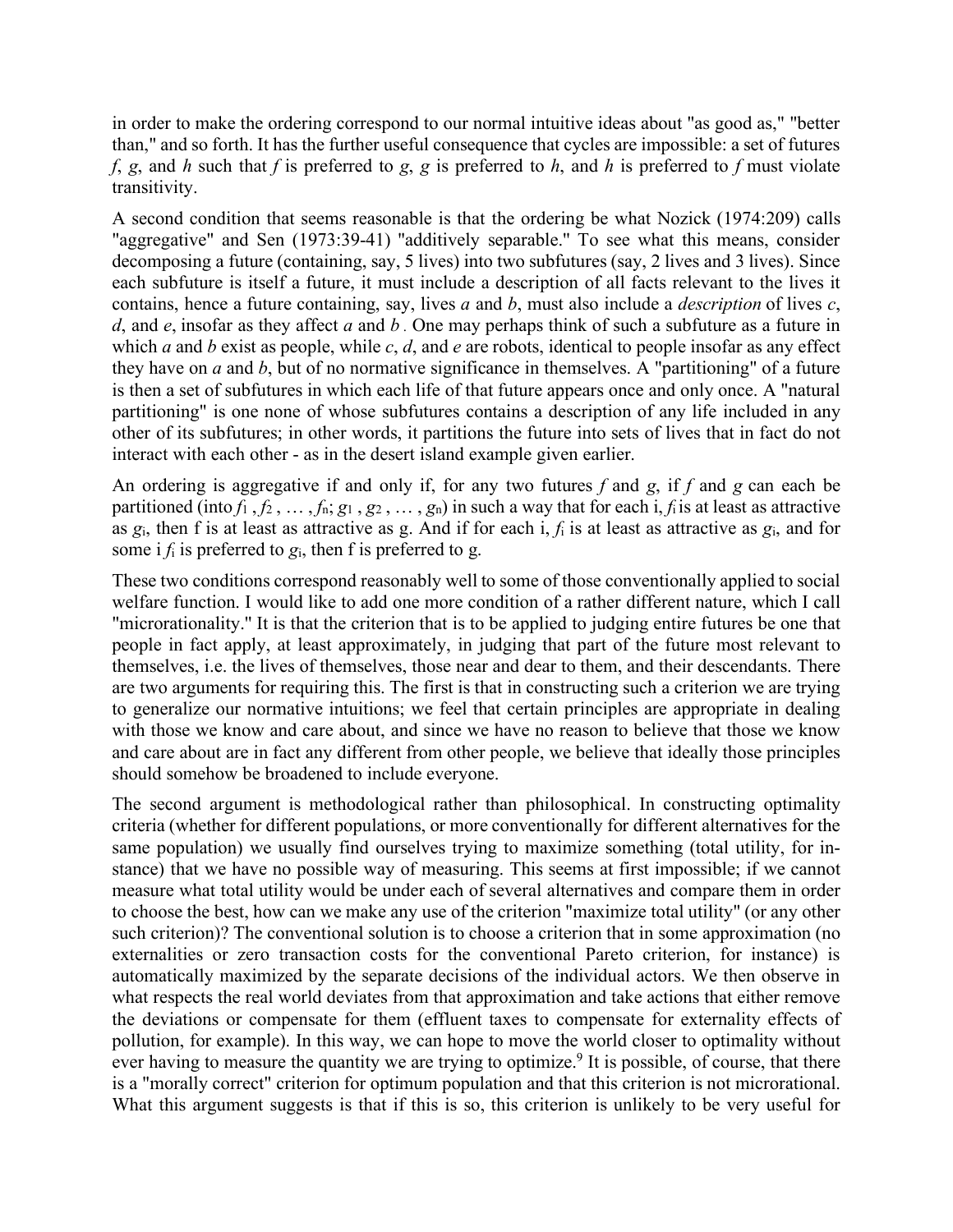in order to make the ordering correspond to our normal intuitive ideas about "as good as," "better than," and so forth. It has the further useful consequence that cycles are impossible: a set of futures *f*, *g*, and *h* such that *f* is preferred to *g*, *g* is preferred to *h*, and *h* is preferred to *f* must violate transitivity.

A second condition that seems reasonable is that the ordering be what Nozick (1974:209) calls "aggregative" and Sen (1973:39-41) "additively separable." To see what this means, consider decomposing a future (containing, say, 5 lives) into two subfutures (say, 2 lives and 3 lives). Since each subfuture is itself a future, it must include a description of all facts relevant to the lives it contains, hence a future containing, say, lives *a* and *b*, must also include a *description* of lives *c*, *d*, and *e*, insofar as they affect *a* and *b*. One may perhaps think of such a subfuture as a future in which *a* and *b* exist as people, while *c*, *d*, and *e* are robots, identical to people insofar as any effect they have on *a* and *b*, but of no normative significance in themselves. A "partitioning" of a future is then a set of subfutures in which each life of that future appears once and only once. A "natural partitioning" is one none of whose subfutures contains a description of any life included in any other of its subfutures; in other words, it partitions the future into sets of lives that in fact do not interact with each other - as in the desert island example given earlier.

An ordering is aggregative if and only if, for any two futures *f* and *g*, if *f* and *g* can each be partitioned (into $f_1, f_2, \ldots, f_n$; $g_1, g_2, \ldots, g_n$) in such a way that for each i, $f_i$ is at least as attractive as $g_i$, then f is at least as attractive as g. And if for each i, $f_i$ is at least as attractive as $g_i$, and for some i $f_i$ is preferred to $g_i$, then f is preferred to g.

These two conditions correspond reasonably well to some of those conventionally applied to social welfare function. I would like to add one more condition of a rather different nature, which I call "microrationality." It is that the criterion that is to be applied to judging entire futures be one that people in fact apply, at least approximately, in judging that part of the future most relevant to themselves, i.e. the lives of themselves, those near and dear to them, and their descendants. There are two arguments for requiring this. The first is that in constructing such a criterion we are trying to generalize our normative intuitions; we feel that certain principles are appropriate in dealing with those we know and care about, and since we have no reason to believe that those we know and care about are in fact any different from other people, we believe that ideally those principles should somehow be broadened to include everyone.

The second argument is methodological rather than philosophical. In constructing optimality criteria (whether for different populations, or more conventionally for different alternatives for the same population) we usually find ourselves trying to maximize something (total utility, for instance) that we have no possible way of measuring. This seems at first impossible; if we cannot measure what total utility would be under each of several alternatives and compare them in order to choose the best, how can we make any use of the criterion "maximize total utility" (or any other such criterion)? The conventional solution is to choose a criterion that in some approximation (no externalities or zero transaction costs for the conventional Pareto criterion, for instance) is automatically maximized by the separate decisions of the individual actors. We then observe in what respects the real world deviates from that approximation and take actions that either remove the deviations or compensate for them (effluent taxes to compensate for externality effects of pollution, for example). In this way, we can hope to move the world closer to optimality without ever having to measure the quantity we are trying to optimize.[9] It is possible, of course, that there is a "morally correct" criterion for optimum population and that this criterion is not microrational. What this argument suggests is that if this is so, this criterion is unlikely to be very useful for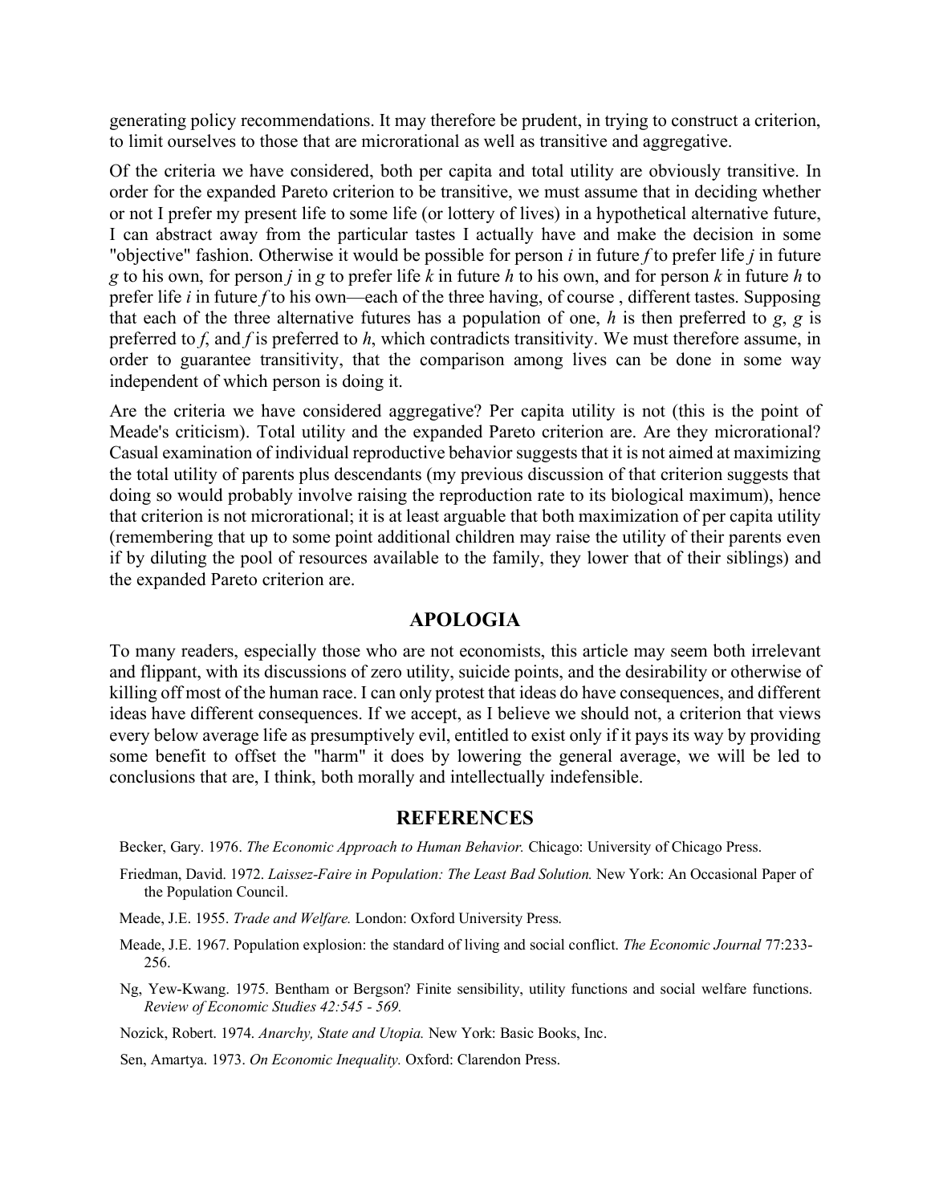generating policy recommendations. It may therefore be prudent, in trying to construct a criterion, to limit ourselves to those that are microrational as well as transitive and aggregative.

Of the criteria we have considered, both per capita and total utility are obviously transitive. In order for the expanded Pareto criterion to be transitive, we must assume that in deciding whether or not I prefer my present life to some life (or lottery of lives) in a hypothetical alternative future, I can abstract away from the particular tastes I actually have and make the decision in some "objective" fashion. Otherwise it would be possible for person *i* in future *f* to prefer life *j* in future *g* to his own, for person *j* in *g* to prefer life *k* in future *h* to his own, and for person *k* in future *h* to prefer life *i* in future *f* to his own—each of the three having, of course , different tastes. Supposing that each of the three alternative futures has a population of one, *h* is then preferred to *g*, *g* is preferred to *f*, and *f* is preferred to *h*, which contradicts transitivity. We must therefore assume, in order to guarantee transitivity, that the comparison among lives can be done in some way independent of which person is doing it.

Are the criteria we have considered aggregative? Per capita utility is not (this is the point of Meade's criticism). Total utility and the expanded Pareto criterion are. Are they microrational? Casual examination of individual reproductive behavior suggests that it is not aimed at maximizing the total utility of parents plus descendants (my previous discussion of that criterion suggests that doing so would probably involve raising the reproduction rate to its biological maximum), hence that criterion is not microrational; it is at least arguable that both maximization of per capita utility (remembering that up to some point additional children may raise the utility of their parents even if by diluting the pool of resources available to the family, they lower that of their siblings) and the expanded Pareto criterion are.

## APOLOGIA

To many readers, especially those who are not economists, this article may seem both irrelevant and flippant, with its discussions of zero utility, suicide points, and the desirability or otherwise of killing off most of the human race. I can only protest that ideas do have consequences, and different ideas have different consequences. If we accept, as I believe we should not, a criterion that views every below average life as presumptively evil, entitled to exist only if it pays its way by providing some benefit to offset the "harm" it does by lowering the general average, we will be led to conclusions that are, I think, both morally and intellectually indefensible.

## REFERENCES

Becker, Gary. 1976. *The Economic Approach to Human Behavior.* Chicago: University of Chicago Press.

Friedman, David. 1972. *Laissez-Faire in Population: The Least Bad Solution.* New York: An Occasional Paper of the Population Council.

Meade, J.E. 1955. *Trade and Welfare.* London: Oxford University Press.

Meade, J.E. 1967. Population explosion: the standard of living and social conflict. *The Economic Journal* 77:233-256.

Ng, Yew-Kwang. 1975. Bentham or Bergson? Finite sensibility, utility functions and social welfare functions. *Review of Economic Studies 42:545 - 569.*

Nozick, Robert. 1974. *Anarchy, State and Utopia.* New York: Basic Books, Inc.

Sen, Amartya. 1973. *On Economic Inequality.* Oxford: Clarendon Press.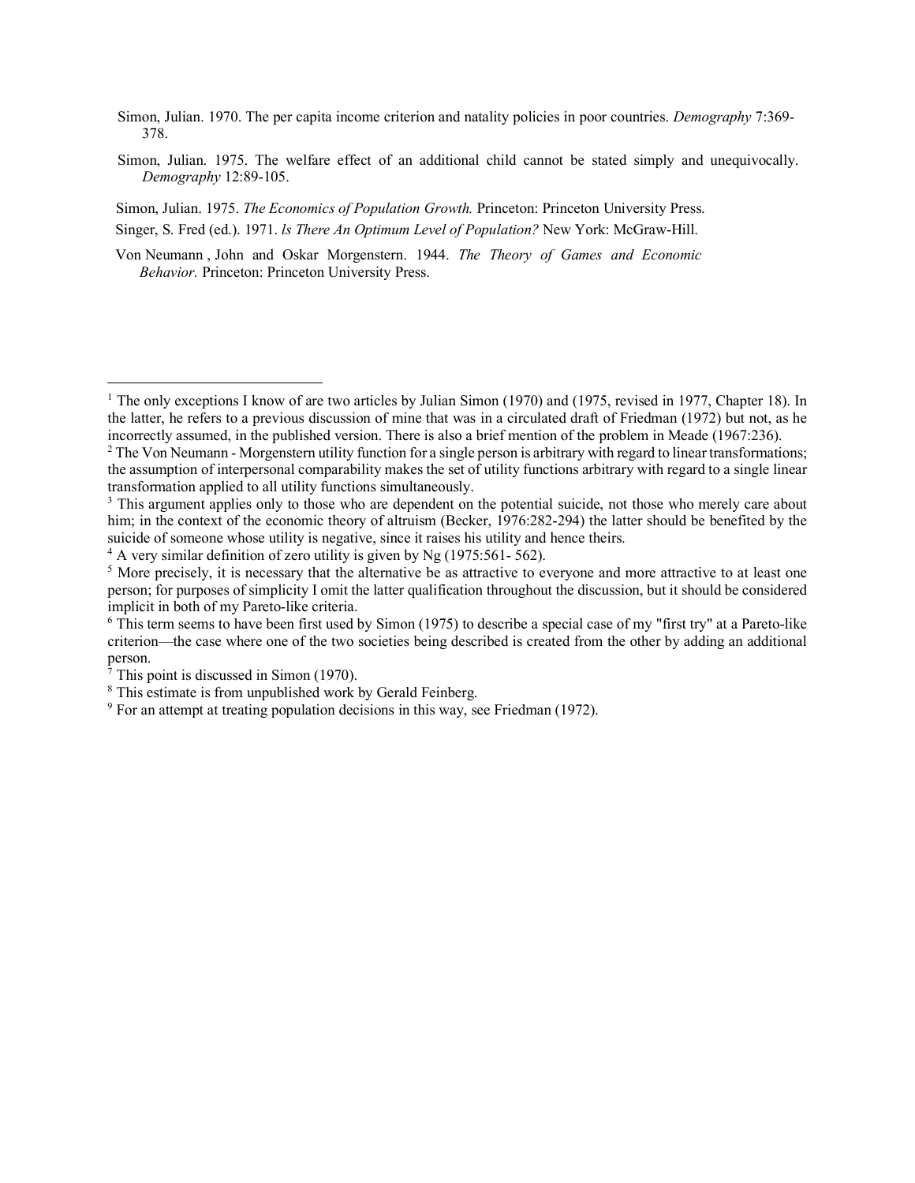Simon, Julian. 1970. The per capita income criterion and natality policies in poor countries. *Demography* 7:369-378.

Simon, Julian. 1975. The welfare effect of an additional child cannot be stated simply and unequivocally. *Demography* 12:89-105.

Simon, Julian. 1975. *The Economics of Population Growth.* Princeton: Princeton University Press.

Singer, S. Fred (ed.). 1971. *ls There An Optimum Level of Population?* New York: McGraw-Hill.

Von Neumann , John and Oskar Morgenstern. 1944. *The Theory of Games and Economic Behavior.* Princeton: Princeton University Press.

---

[1] The only exceptions I know of are two articles by Julian Simon (1970) and (1975, revised in 1977, Chapter 18). In the latter, he refers to a previous discussion of mine that was in a circulated draft of Friedman (1972) but not, as he incorrectly assumed, in the published version. There is also a brief mention of the problem in Meade (1967:236).

[2] The Von Neumann - Morgenstern utility function for a single person is arbitrary with regard to linear transformations; the assumption of interpersonal comparability makes the set of utility functions arbitrary with regard to a single linear transformation applied to all utility functions simultaneously.

[3] This argument applies only to those who are dependent on the potential suicide, not those who merely care about him; in the context of the economic theory of altruism (Becker, 1976:282-294) the latter should be benefited by the suicide of someone whose utility is negative, since it raises his utility and hence theirs.

[4] A very similar definition of zero utility is given by Ng (1975:561- 562).

[5] More precisely, it is necessary that the alternative be as attractive to everyone and more attractive to at least one person; for purposes of simplicity I omit the latter qualification throughout the discussion, but it should be considered implicit in both of my Pareto-like criteria.

[6] This term seems to have been first used by Simon (1975) to describe a special case of my "first try" at a Pareto-like criterion—the case where one of the two societies being described is created from the other by adding an additional person.

[7] This point is discussed in Simon (1970).

[8] This estimate is from unpublished work by Gerald Feinberg.

[9] For an attempt at treating population decisions in this way, see Friedman (1972).